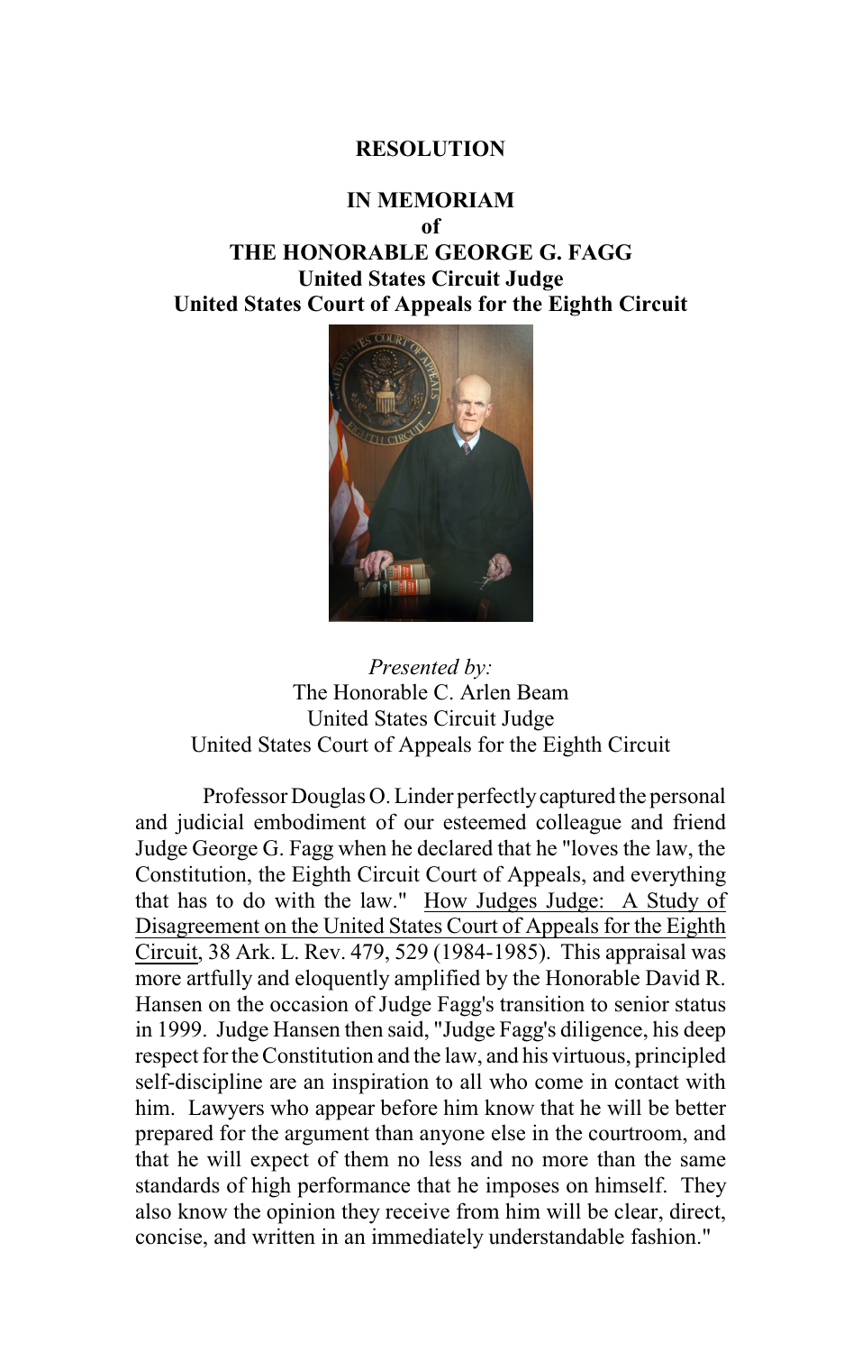# RESOLUTION

## IN MEMORIAM
## of
## THE HONORABLE GEORGE G. FAGG
**United States Circuit Judge**
**United States Court of Appeals for the Eighth Circuit**

*Presented by:*
The Honorable C. Arlen Beam
United States Circuit Judge
United States Court of Appeals for the Eighth Circuit

Professor Douglas O. Linder perfectly captured the personal and judicial embodiment of our esteemed colleague and friend Judge George G. Fagg when he declared that he "loves the law, the Constitution, the Eighth Circuit Court of Appeals, and everything that has to do with the law." How Judges Judge: A Study of Disagreement on the United States Court of Appeals for the Eighth Circuit, 38 Ark. L. Rev. 479, 529 (1984-1985). This appraisal was more artfully and eloquently amplified by the Honorable David R. Hansen on the occasion of Judge Fagg's transition to senior status in 1999. Judge Hansen then said, "Judge Fagg's diligence, his deep respect for the Constitution and the law, and his virtuous, principled self-discipline are an inspiration to all who come in contact with him. Lawyers who appear before him know that he will be better prepared for the argument than anyone else in the courtroom, and that he will expect of them no less and no more than the same standards of high performance that he imposes on himself. They also know the opinion they receive from him will be clear, direct, concise, and written in an immediately understandable fashion."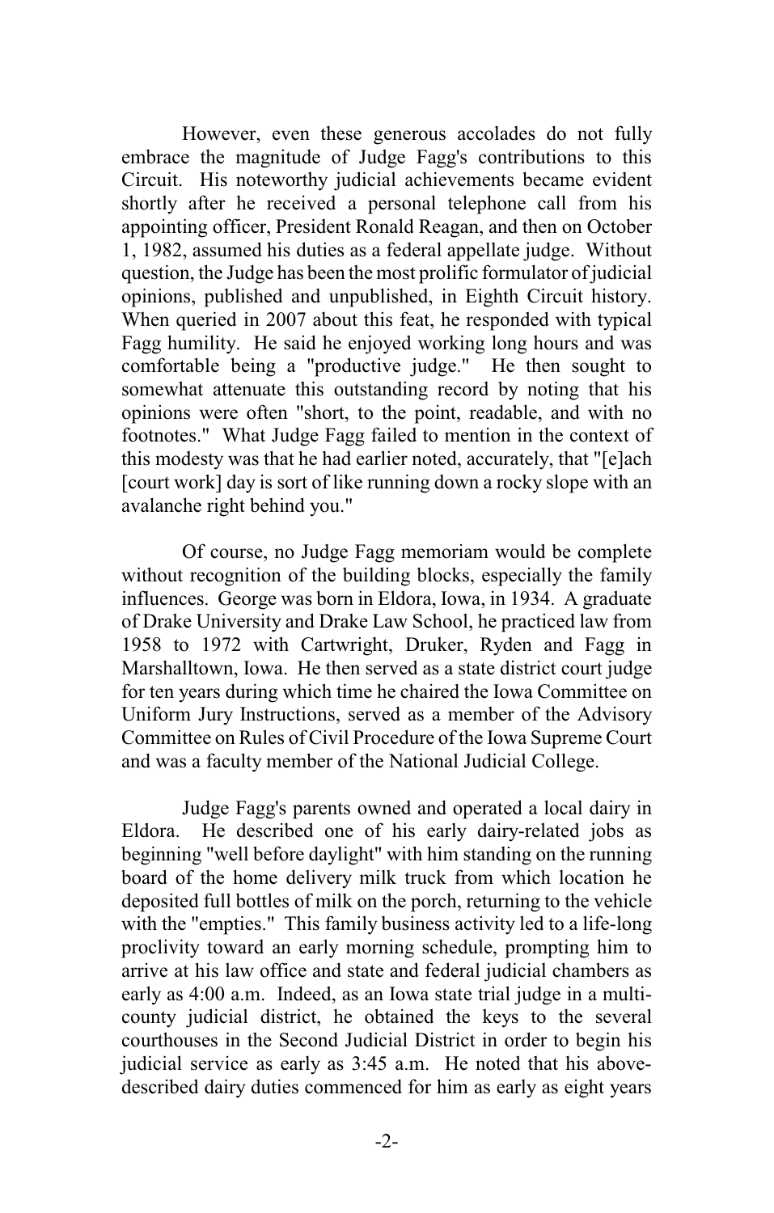However, even these generous accolades do not fully embrace the magnitude of Judge Fagg's contributions to this Circuit. His noteworthy judicial achievements became evident shortly after he received a personal telephone call from his appointing officer, President Ronald Reagan, and then on October 1, 1982, assumed his duties as a federal appellate judge. Without question, the Judge has been the most prolific formulator of judicial opinions, published and unpublished, in Eighth Circuit history. When queried in 2007 about this feat, he responded with typical Fagg humility. He said he enjoyed working long hours and was comfortable being a "productive judge." He then sought to somewhat attenuate this outstanding record by noting that his opinions were often "short, to the point, readable, and with no footnotes." What Judge Fagg failed to mention in the context of this modesty was that he had earlier noted, accurately, that "[e]ach [court work] day is sort of like running down a rocky slope with an avalanche right behind you."

Of course, no Judge Fagg memoriam would be complete without recognition of the building blocks, especially the family influences. George was born in Eldora, Iowa, in 1934. A graduate of Drake University and Drake Law School, he practiced law from 1958 to 1972 with Cartwright, Druker, Ryden and Fagg in Marshalltown, Iowa. He then served as a state district court judge for ten years during which time he chaired the Iowa Committee on Uniform Jury Instructions, served as a member of the Advisory Committee on Rules of Civil Procedure of the Iowa Supreme Court and was a faculty member of the National Judicial College.

Judge Fagg's parents owned and operated a local dairy in Eldora. He described one of his early dairy-related jobs as beginning "well before daylight" with him standing on the running board of the home delivery milk truck from which location he deposited full bottles of milk on the porch, returning to the vehicle with the "empties." This family business activity led to a life-long proclivity toward an early morning schedule, prompting him to arrive at his law office and state and federal judicial chambers as early as 4:00 a.m. Indeed, as an Iowa state trial judge in a multi-county judicial district, he obtained the keys to the several courthouses in the Second Judicial District in order to begin his judicial service as early as 3:45 a.m. He noted that his above-described dairy duties commenced for him as early as eight years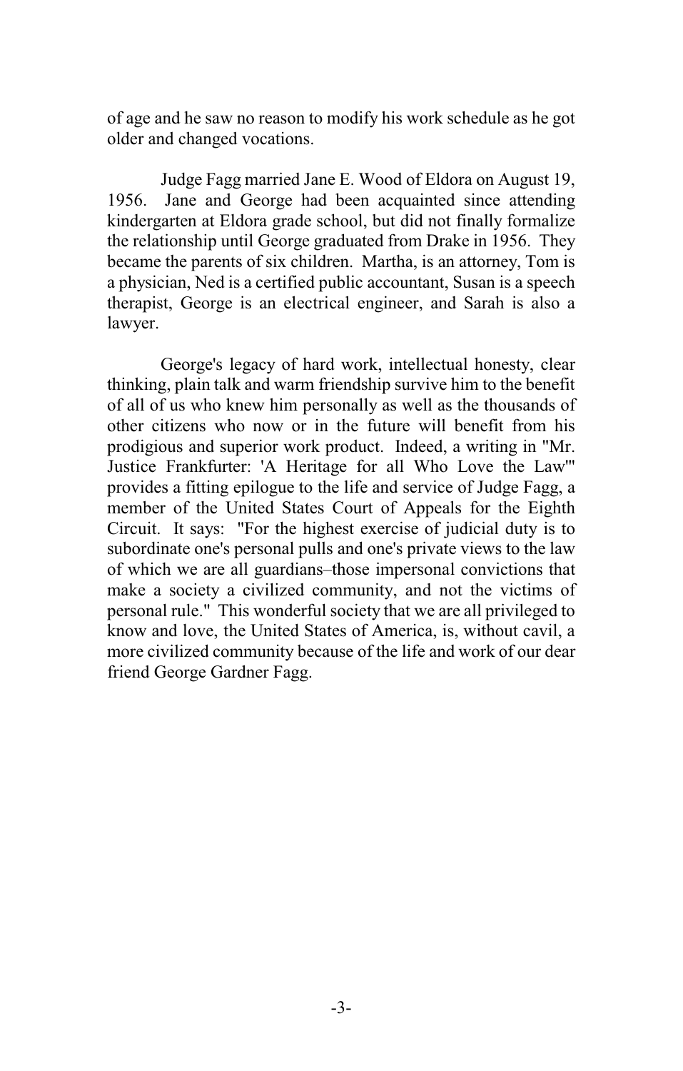of age and he saw no reason to modify his work schedule as he got older and changed vocations.

Judge Fagg married Jane E. Wood of Eldora on August 19, 1956. Jane and George had been acquainted since attending kindergarten at Eldora grade school, but did not finally formalize the relationship until George graduated from Drake in 1956. They became the parents of six children. Martha, is an attorney, Tom is a physician, Ned is a certified public accountant, Susan is a speech therapist, George is an electrical engineer, and Sarah is also a lawyer.

George's legacy of hard work, intellectual honesty, clear thinking, plain talk and warm friendship survive him to the benefit of all of us who knew him personally as well as the thousands of other citizens who now or in the future will benefit from his prodigious and superior work product. Indeed, a writing in "Mr. Justice Frankfurter: 'A Heritage for all Who Love the Law'" provides a fitting epilogue to the life and service of Judge Fagg, a member of the United States Court of Appeals for the Eighth Circuit. It says: "For the highest exercise of judicial duty is to subordinate one's personal pulls and one's private views to the law of which we are all guardians–those impersonal convictions that make a society a civilized community, and not the victims of personal rule." This wonderful society that we are all privileged to know and love, the United States of America, is, without cavil, a more civilized community because of the life and work of our dear friend George Gardner Fagg.